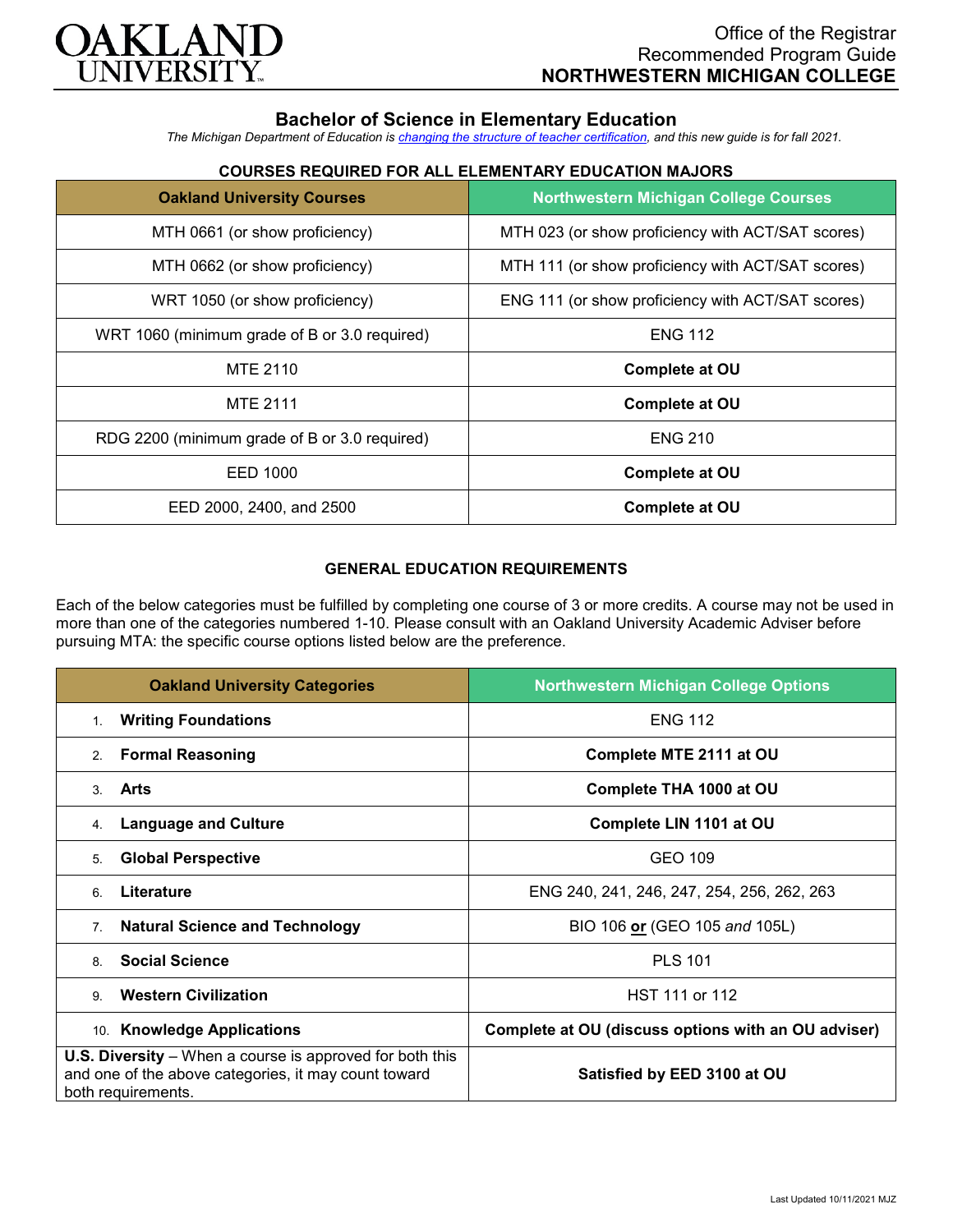OAKLAND UNIVERSITY

Office of the Registrar
Recommended Program Guide
**NORTHWESTERN MICHIGAN COLLEGE**

## Bachelor of Science in Elementary Education

*The Michigan Department of Education is changing the structure of teacher certification, and this new guide is for fall 2021.*

### COURSES REQUIRED FOR ALL ELEMENTARY EDUCATION MAJORS

| Oakland University Courses | Northwestern Michigan College Courses |
|---|---|
| MTH 0661 (or show proficiency) | MTH 023 (or show proficiency with ACT/SAT scores) |
| MTH 0662 (or show proficiency) | MTH 111 (or show proficiency with ACT/SAT scores) |
| WRT 1050 (or show proficiency) | ENG 111 (or show proficiency with ACT/SAT scores) |
| WRT 1060 (minimum grade of B or 3.0 required) | ENG 112 |
| MTE 2110 | **Complete at OU** |
| MTE 2111 | **Complete at OU** |
| RDG 2200 (minimum grade of B or 3.0 required) | ENG 210 |
| EED 1000 | **Complete at OU** |
| EED 2000, 2400, and 2500 | **Complete at OU** |

### GENERAL EDUCATION REQUIREMENTS

Each of the below categories must be fulfilled by completing one course of 3 or more credits. A course may not be used in more than one of the categories numbered 1-10. Please consult with an Oakland University Academic Adviser before pursuing MTA: the specific course options listed below are the preference.

| Oakland University Categories | Northwestern Michigan College Options |
|---|---|
| 1. **Writing Foundations** | ENG 112 |
| 2. **Formal Reasoning** | **Complete MTE 2111 at OU** |
| 3. **Arts** | **Complete THA 1000 at OU** |
| 4. **Language and Culture** | **Complete LIN 1101 at OU** |
| 5. **Global Perspective** | GEO 109 |
| 6. **Literature** | ENG 240, 241, 246, 247, 254, 256, 262, 263 |
| 7. **Natural Science and Technology** | BIO 106 **or** (GEO 105 *and* 105L) |
| 8. **Social Science** | PLS 101 |
| 9. **Western Civilization** | HST 111 or 112 |
| 10. **Knowledge Applications** | **Complete at OU (discuss options with an OU adviser)** |
| **U.S. Diversity** – When a course is approved for both this and one of the above categories, it may count toward both requirements. | **Satisfied by EED 3100 at OU** |

Last Updated 10/11/2021 MJZ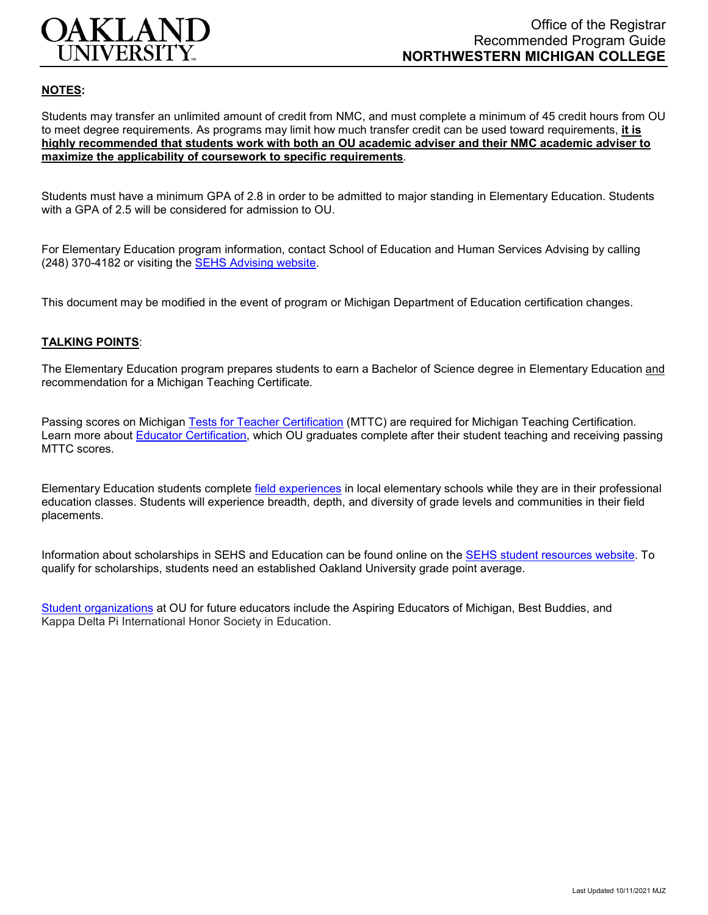**NOTES:**

Students may transfer an unlimited amount of credit from NMC, and must complete a minimum of 45 credit hours from OU to meet degree requirements. As programs may limit how much transfer credit can be used toward requirements, **it is highly recommended that students work with both an OU academic adviser and their NMC academic adviser to maximize the applicability of coursework to specific requirements**.

Students must have a minimum GPA of 2.8 in order to be admitted to major standing in Elementary Education. Students with a GPA of 2.5 will be considered for admission to OU.

For Elementary Education program information, contact School of Education and Human Services Advising by calling (248) 370-4182 or visiting the SEHS Advising website.

This document may be modified in the event of program or Michigan Department of Education certification changes.

**TALKING POINTS**:

The Elementary Education program prepares students to earn a Bachelor of Science degree in Elementary Education and recommendation for a Michigan Teaching Certificate.

Passing scores on Michigan Tests for Teacher Certification (MTTC) are required for Michigan Teaching Certification. Learn more about Educator Certification, which OU graduates complete after their student teaching and receiving passing MTTC scores.

Elementary Education students complete field experiences in local elementary schools while they are in their professional education classes. Students will experience breadth, depth, and diversity of grade levels and communities in their field placements.

Information about scholarships in SEHS and Education can be found online on the SEHS student resources website. To qualify for scholarships, students need an established Oakland University grade point average.

Student organizations at OU for future educators include the Aspiring Educators of Michigan, Best Buddies, and Kappa Delta Pi International Honor Society in Education.